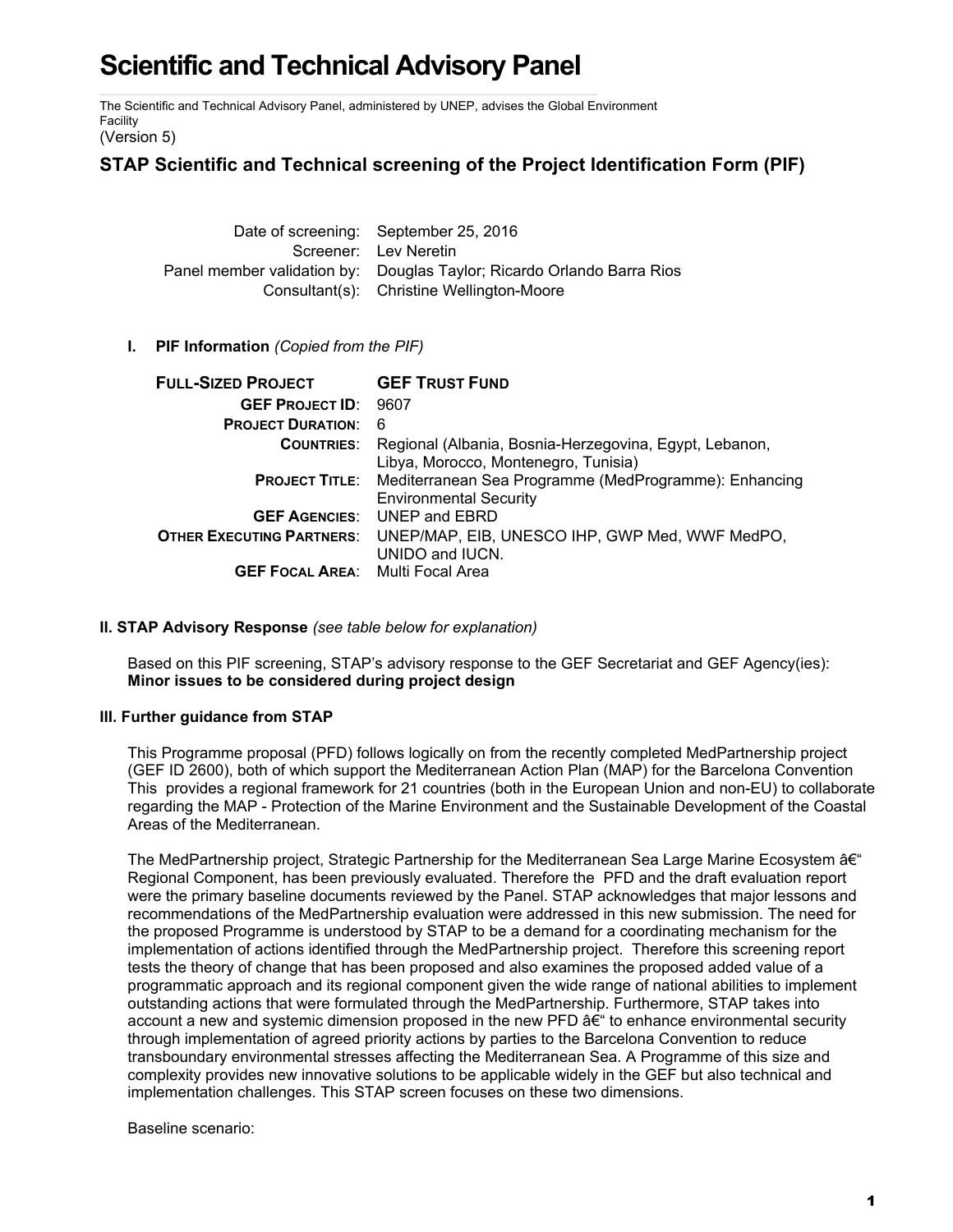# Scientific and Technical Advisory Panel

The Scientific and Technical Advisory Panel, administered by UNEP, advises the Global Environment Facility
(Version 5)

## STAP Scientific and Technical screening of the Project Identification Form (PIF)

| | |
|---|---|
| Date of screening: | September 25, 2016 |
| Screener: | Lev Neretin |
| Panel member validation by: | Douglas Taylor; Ricardo Orlando Barra Rios |
| Consultant(s): | Christine Wellington-Moore |

**I. PIF Information** *(Copied from the PIF)*

| **FULL-SIZED PROJECT** | **GEF TRUST FUND** |
|---|---|
| **GEF PROJECT ID**: | 9607 |
| **PROJECT DURATION**: | 6 |
| **COUNTRIES**: | Regional (Albania, Bosnia-Herzegovina, Egypt, Lebanon, Libya, Morocco, Montenegro, Tunisia) |
| **PROJECT TITLE**: | Mediterranean Sea Programme (MedProgramme): Enhancing Environmental Security |
| **GEF AGENCIES**: | UNEP and EBRD |
| **OTHER EXECUTING PARTNERS**: | UNEP/MAP, EIB, UNESCO IHP, GWP Med, WWF MedPO, UNIDO and IUCN. |
| **GEF FOCAL AREA**: | Multi Focal Area |

**II. STAP Advisory Response** *(see table below for explanation)*

Based on this PIF screening, STAP's advisory response to the GEF Secretariat and GEF Agency(ies):
**Minor issues to be considered during project design**

**III. Further guidance from STAP**

This Programme proposal (PFD) follows logically on from the recently completed MedPartnership project (GEF ID 2600), both of which support the Mediterranean Action Plan (MAP) for the Barcelona Convention This provides a regional framework for 21 countries (both in the European Union and non-EU) to collaborate regarding the MAP - Protection of the Marine Environment and the Sustainable Development of the Coastal Areas of the Mediterranean.

The MedPartnership project, Strategic Partnership for the Mediterranean Sea Large Marine Ecosystem â€“ Regional Component, has been previously evaluated. Therefore the PFD and the draft evaluation report were the primary baseline documents reviewed by the Panel. STAP acknowledges that major lessons and recommendations of the MedPartnership evaluation were addressed in this new submission. The need for the proposed Programme is understood by STAP to be a demand for a coordinating mechanism for the implementation of actions identified through the MedPartnership project. Therefore this screening report tests the theory of change that has been proposed and also examines the proposed added value of a programmatic approach and its regional component given the wide range of national abilities to implement outstanding actions that were formulated through the MedPartnership. Furthermore, STAP takes into account a new and systemic dimension proposed in the new PFD â€“ to enhance environmental security through implementation of agreed priority actions by parties to the Barcelona Convention to reduce transboundary environmental stresses affecting the Mediterranean Sea. A Programme of this size and complexity provides new innovative solutions to be applicable widely in the GEF but also technical and implementation challenges. This STAP screen focuses on these two dimensions.

Baseline scenario: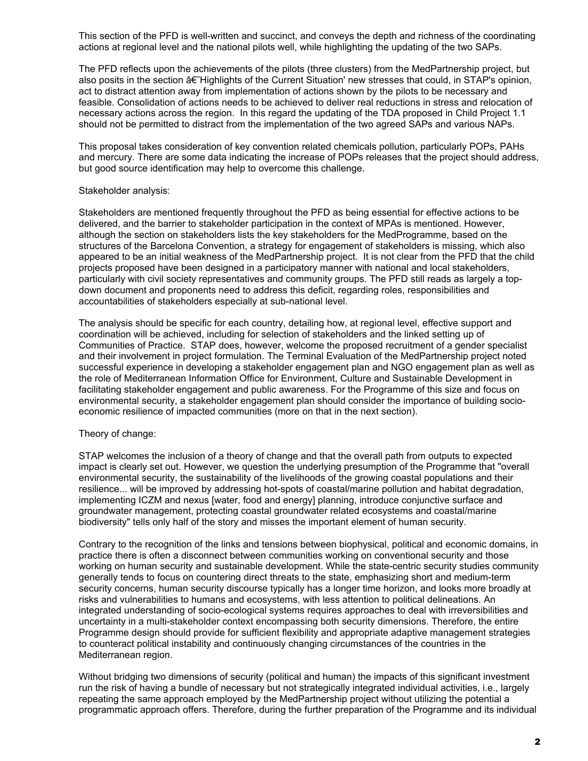This section of the PFD is well-written and succinct, and conveys the depth and richness of the coordinating actions at regional level and the national pilots well, while highlighting the updating of the two SAPs.

The PFD reflects upon the achievements of the pilots (three clusters) from the MedPartnership project, but also posits in the section â€˜Highlights of the Current Situation' new stresses that could, in STAP's opinion, act to distract attention away from implementation of actions shown by the pilots to be necessary and feasible. Consolidation of actions needs to be achieved to deliver real reductions in stress and relocation of necessary actions across the region. In this regard the updating of the TDA proposed in Child Project 1.1 should not be permitted to distract from the implementation of the two agreed SAPs and various NAPs.

This proposal takes consideration of key convention related chemicals pollution, particularly POPs, PAHs and mercury. There are some data indicating the increase of POPs releases that the project should address, but good source identification may help to overcome this challenge.

Stakeholder analysis:

Stakeholders are mentioned frequently throughout the PFD as being essential for effective actions to be delivered, and the barrier to stakeholder participation in the context of MPAs is mentioned. However, although the section on stakeholders lists the key stakeholders for the MedProgramme, based on the structures of the Barcelona Convention, a strategy for engagement of stakeholders is missing, which also appeared to be an initial weakness of the MedPartnership project. It is not clear from the PFD that the child projects proposed have been designed in a participatory manner with national and local stakeholders, particularly with civil society representatives and community groups. The PFD still reads as largely a top-down document and proponents need to address this deficit, regarding roles, responsibilities and accountabilities of stakeholders especially at sub-national level.

The analysis should be specific for each country, detailing how, at regional level, effective support and coordination will be achieved, including for selection of stakeholders and the linked setting up of Communities of Practice. STAP does, however, welcome the proposed recruitment of a gender specialist and their involvement in project formulation. The Terminal Evaluation of the MedPartnership project noted successful experience in developing a stakeholder engagement plan and NGO engagement plan as well as the role of Mediterranean Information Office for Environment, Culture and Sustainable Development in facilitating stakeholder engagement and public awareness. For the Programme of this size and focus on environmental security, a stakeholder engagement plan should consider the importance of building socio-economic resilience of impacted communities (more on that in the next section).

Theory of change:

STAP welcomes the inclusion of a theory of change and that the overall path from outputs to expected impact is clearly set out. However, we question the underlying presumption of the Programme that "overall environmental security, the sustainability of the livelihoods of the growing coastal populations and their resilience... will be improved by addressing hot-spots of coastal/marine pollution and habitat degradation, implementing ICZM and nexus [water, food and energy] planning, introduce conjunctive surface and groundwater management, protecting coastal groundwater related ecosystems and coastal/marine biodiversity" tells only half of the story and misses the important element of human security.

Contrary to the recognition of the links and tensions between biophysical, political and economic domains, in practice there is often a disconnect between communities working on conventional security and those working on human security and sustainable development. While the state-centric security studies community generally tends to focus on countering direct threats to the state, emphasizing short and medium-term security concerns, human security discourse typically has a longer time horizon, and looks more broadly at risks and vulnerabilities to humans and ecosystems, with less attention to political delineations. An integrated understanding of socio-ecological systems requires approaches to deal with irreversibilities and uncertainty in a multi-stakeholder context encompassing both security dimensions. Therefore, the entire Programme design should provide for sufficient flexibility and appropriate adaptive management strategies to counteract political instability and continuously changing circumstances of the countries in the Mediterranean region.

Without bridging two dimensions of security (political and human) the impacts of this significant investment run the risk of having a bundle of necessary but not strategically integrated individual activities, i.e., largely repeating the same approach employed by the MedPartnership project without utilizing the potential a programmatic approach offers. Therefore, during the further preparation of the Programme and its individual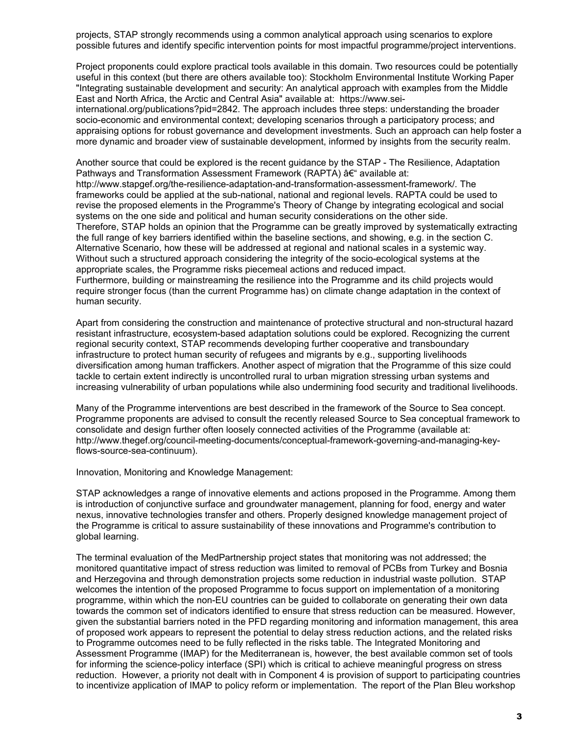projects, STAP strongly recommends using a common analytical approach using scenarios to explore possible futures and identify specific intervention points for most impactful programme/project interventions.

Project proponents could explore practical tools available in this domain. Two resources could be potentially useful in this context (but there are others available too): Stockholm Environmental Institute Working Paper "Integrating sustainable development and security: An analytical approach with examples from the Middle East and North Africa, the Arctic and Central Asia" available at: https://www.sei-international.org/publications?pid=2842. The approach includes three steps: understanding the broader socio-economic and environmental context; developing scenarios through a participatory process; and appraising options for robust governance and development investments. Such an approach can help foster a more dynamic and broader view of sustainable development, informed by insights from the security realm.

Another source that could be explored is the recent guidance by the STAP - The Resilience, Adaptation Pathways and Transformation Assessment Framework (RAPTA) â€" available at: http://www.stapgef.org/the-resilience-adaptation-and-transformation-assessment-framework/. The frameworks could be applied at the sub-national, national and regional levels. RAPTA could be used to revise the proposed elements in the Programme's Theory of Change by integrating ecological and social systems on the one side and political and human security considerations on the other side.
Therefore, STAP holds an opinion that the Programme can be greatly improved by systematically extracting the full range of key barriers identified within the baseline sections, and showing, e.g. in the section C. Alternative Scenario, how these will be addressed at regional and national scales in a systemic way. Without such a structured approach considering the integrity of the socio-ecological systems at the appropriate scales, the Programme risks piecemeal actions and reduced impact.
Furthermore, building or mainstreaming the resilience into the Programme and its child projects would require stronger focus (than the current Programme has) on climate change adaptation in the context of human security.

Apart from considering the construction and maintenance of protective structural and non-structural hazard resistant infrastructure, ecosystem-based adaptation solutions could be explored. Recognizing the current regional security context, STAP recommends developing further cooperative and transboundary infrastructure to protect human security of refugees and migrants by e.g., supporting livelihoods diversification among human traffickers. Another aspect of migration that the Programme of this size could tackle to certain extent indirectly is uncontrolled rural to urban migration stressing urban systems and increasing vulnerability of urban populations while also undermining food security and traditional livelihoods.

Many of the Programme interventions are best described in the framework of the Source to Sea concept. Programme proponents are advised to consult the recently released Source to Sea conceptual framework to consolidate and design further often loosely connected activities of the Programme (available at: http://www.thegef.org/council-meeting-documents/conceptual-framework-governing-and-managing-key-flows-source-sea-continuum).

Innovation, Monitoring and Knowledge Management:

STAP acknowledges a range of innovative elements and actions proposed in the Programme. Among them is introduction of conjunctive surface and groundwater management, planning for food, energy and water nexus, innovative technologies transfer and others. Properly designed knowledge management project of the Programme is critical to assure sustainability of these innovations and Programme's contribution to global learning.

The terminal evaluation of the MedPartnership project states that monitoring was not addressed; the monitored quantitative impact of stress reduction was limited to removal of PCBs from Turkey and Bosnia and Herzegovina and through demonstration projects some reduction in industrial waste pollution. STAP welcomes the intention of the proposed Programme to focus support on implementation of a monitoring programme, within which the non-EU countries can be guided to collaborate on generating their own data towards the common set of indicators identified to ensure that stress reduction can be measured. However, given the substantial barriers noted in the PFD regarding monitoring and information management, this area of proposed work appears to represent the potential to delay stress reduction actions, and the related risks to Programme outcomes need to be fully reflected in the risks table. The Integrated Monitoring and Assessment Programme (IMAP) for the Mediterranean is, however, the best available common set of tools for informing the science-policy interface (SPI) which is critical to achieve meaningful progress on stress reduction. However, a priority not dealt with in Component 4 is provision of support to participating countries to incentivize application of IMAP to policy reform or implementation. The report of the Plan Bleu workshop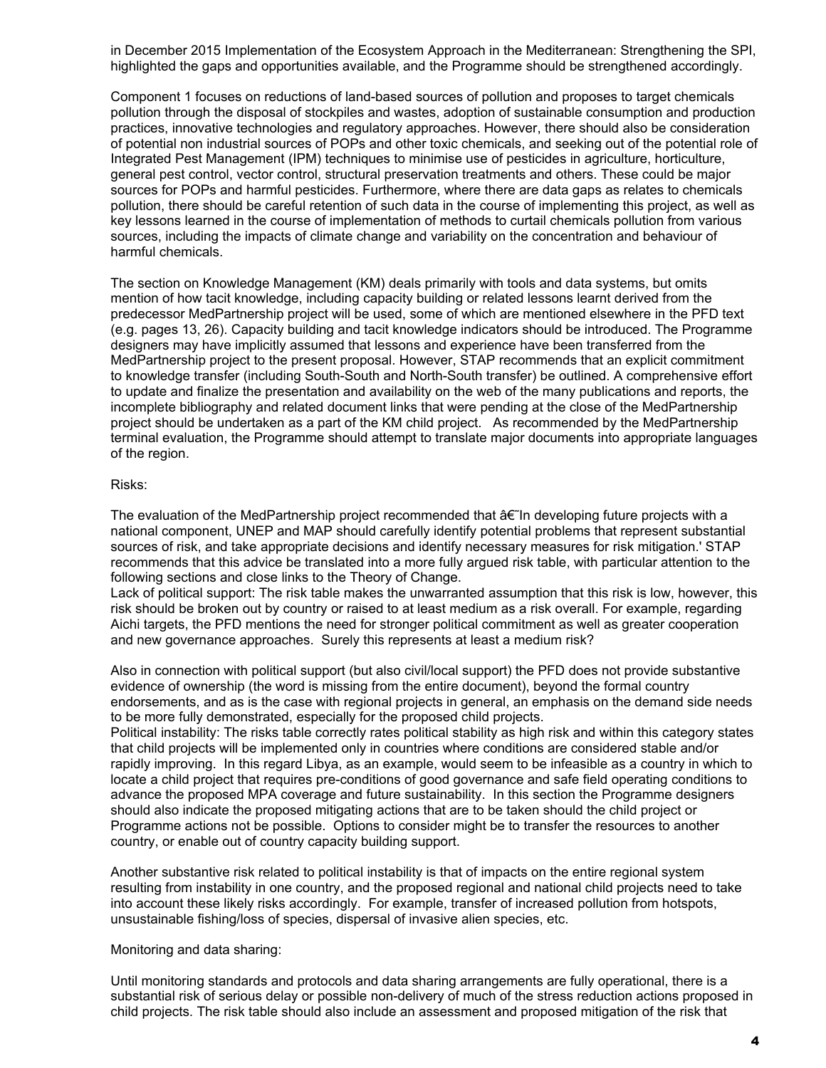in December 2015 Implementation of the Ecosystem Approach in the Mediterranean: Strengthening the SPI, highlighted the gaps and opportunities available, and the Programme should be strengthened accordingly.

Component 1 focuses on reductions of land-based sources of pollution and proposes to target chemicals pollution through the disposal of stockpiles and wastes, adoption of sustainable consumption and production practices, innovative technologies and regulatory approaches. However, there should also be consideration of potential non industrial sources of POPs and other toxic chemicals, and seeking out of the potential role of Integrated Pest Management (IPM) techniques to minimise use of pesticides in agriculture, horticulture, general pest control, vector control, structural preservation treatments and others. These could be major sources for POPs and harmful pesticides. Furthermore, where there are data gaps as relates to chemicals pollution, there should be careful retention of such data in the course of implementing this project, as well as key lessons learned in the course of implementation of methods to curtail chemicals pollution from various sources, including the impacts of climate change and variability on the concentration and behaviour of harmful chemicals.

The section on Knowledge Management (KM) deals primarily with tools and data systems, but omits mention of how tacit knowledge, including capacity building or related lessons learnt derived from the predecessor MedPartnership project will be used, some of which are mentioned elsewhere in the PFD text (e.g. pages 13, 26). Capacity building and tacit knowledge indicators should be introduced. The Programme designers may have implicitly assumed that lessons and experience have been transferred from the MedPartnership project to the present proposal. However, STAP recommends that an explicit commitment to knowledge transfer (including South-South and North-South transfer) be outlined. A comprehensive effort to update and finalize the presentation and availability on the web of the many publications and reports, the incomplete bibliography and related document links that were pending at the close of the MedPartnership project should be undertaken as a part of the KM child project. As recommended by the MedPartnership terminal evaluation, the Programme should attempt to translate major documents into appropriate languages of the region.

Risks:

The evaluation of the MedPartnership project recommended that â€˜In developing future projects with a national component, UNEP and MAP should carefully identify potential problems that represent substantial sources of risk, and take appropriate decisions and identify necessary measures for risk mitigation.' STAP recommends that this advice be translated into a more fully argued risk table, with particular attention to the following sections and close links to the Theory of Change.

Lack of political support: The risk table makes the unwarranted assumption that this risk is low, however, this risk should be broken out by country or raised to at least medium as a risk overall. For example, regarding Aichi targets, the PFD mentions the need for stronger political commitment as well as greater cooperation and new governance approaches. Surely this represents at least a medium risk?

Also in connection with political support (but also civil/local support) the PFD does not provide substantive evidence of ownership (the word is missing from the entire document), beyond the formal country endorsements, and as is the case with regional projects in general, an emphasis on the demand side needs to be more fully demonstrated, especially for the proposed child projects.

Political instability: The risks table correctly rates political stability as high risk and within this category states that child projects will be implemented only in countries where conditions are considered stable and/or rapidly improving. In this regard Libya, as an example, would seem to be infeasible as a country in which to locate a child project that requires pre-conditions of good governance and safe field operating conditions to advance the proposed MPA coverage and future sustainability. In this section the Programme designers should also indicate the proposed mitigating actions that are to be taken should the child project or Programme actions not be possible. Options to consider might be to transfer the resources to another country, or enable out of country capacity building support.

Another substantive risk related to political instability is that of impacts on the entire regional system resulting from instability in one country, and the proposed regional and national child projects need to take into account these likely risks accordingly. For example, transfer of increased pollution from hotspots, unsustainable fishing/loss of species, dispersal of invasive alien species, etc.

Monitoring and data sharing:

Until monitoring standards and protocols and data sharing arrangements are fully operational, there is a substantial risk of serious delay or possible non-delivery of much of the stress reduction actions proposed in child projects. The risk table should also include an assessment and proposed mitigation of the risk that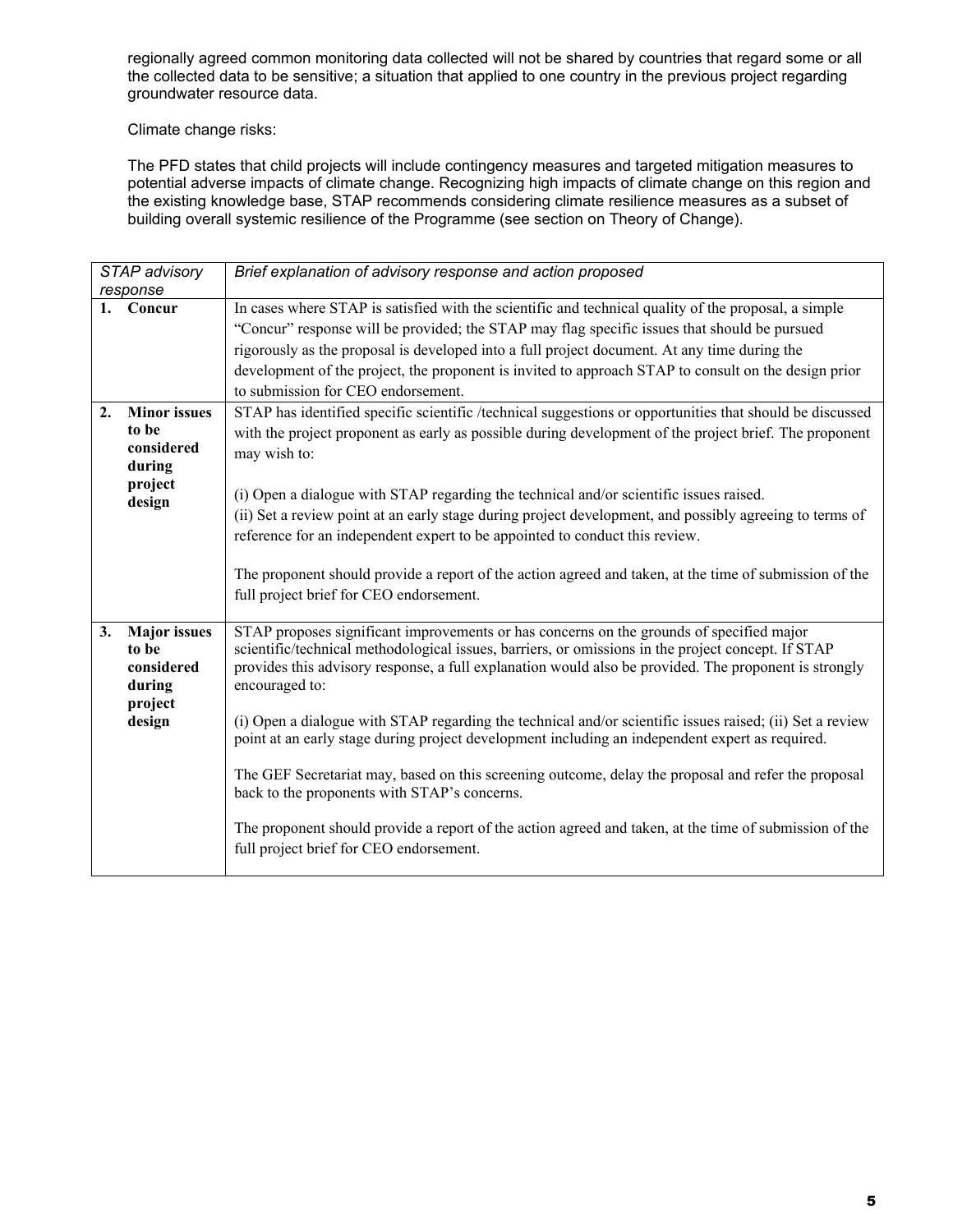regionally agreed common monitoring data collected will not be shared by countries that regard some or all the collected data to be sensitive; a situation that applied to one country in the previous project regarding groundwater resource data.

Climate change risks:

The PFD states that child projects will include contingency measures and targeted mitigation measures to potential adverse impacts of climate change. Recognizing high impacts of climate change on this region and the existing knowledge base, STAP recommends considering climate resilience measures as a subset of building overall systemic resilience of the Programme (see section on Theory of Change).

| *STAP advisory response* | *Brief explanation of advisory response and action proposed* |
|---|---|
| **1. Concur** | In cases where STAP is satisfied with the scientific and technical quality of the proposal, a simple "Concur" response will be provided; the STAP may flag specific issues that should be pursued rigorously as the proposal is developed into a full project document. At any time during the development of the project, the proponent is invited to approach STAP to consult on the design prior to submission for CEO endorsement. |
| **2. Minor issues to be considered during project design** | STAP has identified specific scientific /technical suggestions or opportunities that should be discussed with the project proponent as early as possible during development of the project brief. The proponent may wish to:<br><br>(i) Open a dialogue with STAP regarding the technical and/or scientific issues raised.<br>(ii) Set a review point at an early stage during project development, and possibly agreeing to terms of reference for an independent expert to be appointed to conduct this review.<br><br>The proponent should provide a report of the action agreed and taken, at the time of submission of the full project brief for CEO endorsement. |
| **3. Major issues to be considered during project design** | STAP proposes significant improvements or has concerns on the grounds of specified major scientific/technical methodological issues, barriers, or omissions in the project concept. If STAP provides this advisory response, a full explanation would also be provided. The proponent is strongly encouraged to:<br><br>(i) Open a dialogue with STAP regarding the technical and/or scientific issues raised; (ii) Set a review point at an early stage during project development including an independent expert as required.<br><br>The GEF Secretariat may, based on this screening outcome, delay the proposal and refer the proposal back to the proponents with STAP's concerns.<br><br>The proponent should provide a report of the action agreed and taken, at the time of submission of the full project brief for CEO endorsement. |